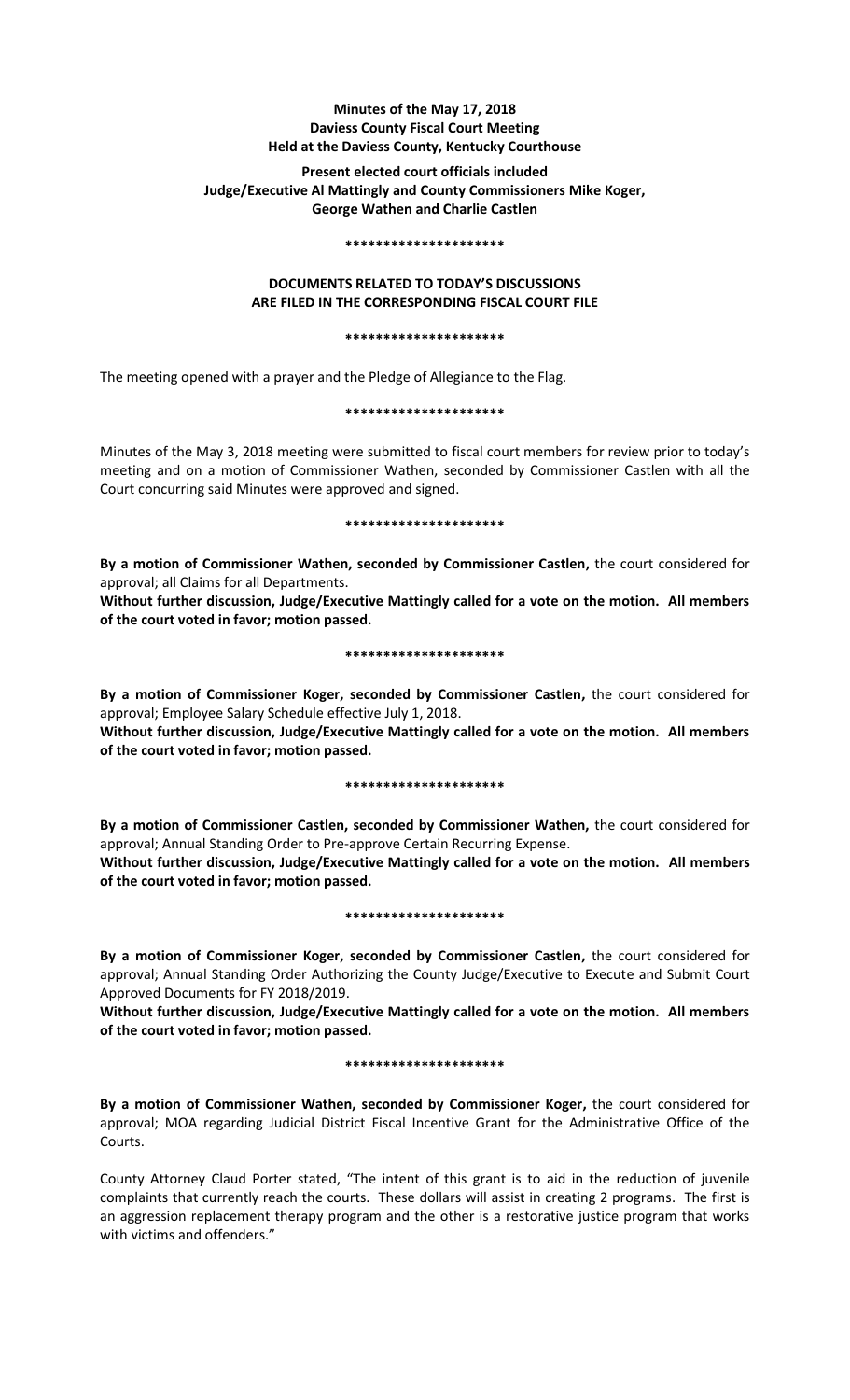**Minutes of the May 17, 2018**
**Daviess County Fiscal Court Meeting**
**Held at the Daviess County, Kentucky Courthouse**

**Present elected court officials included**
**Judge/Executive Al Mattingly and County Commissioners Mike Koger,**
**George Wathen and Charlie Castlen**

**********************

**DOCUMENTS RELATED TO TODAY'S DISCUSSIONS**
**ARE FILED IN THE CORRESPONDING FISCAL COURT FILE**

**********************

The meeting opened with a prayer and the Pledge of Allegiance to the Flag.

**********************

Minutes of the May 3, 2018 meeting were submitted to fiscal court members for review prior to today's meeting and on a motion of Commissioner Wathen, seconded by Commissioner Castlen with all the Court concurring said Minutes were approved and signed.

**********************

**By a motion of Commissioner Wathen, seconded by Commissioner Castlen,** the court considered for approval; all Claims for all Departments.

**Without further discussion, Judge/Executive Mattingly called for a vote on the motion. All members of the court voted in favor; motion passed.**

**********************

**By a motion of Commissioner Koger, seconded by Commissioner Castlen,** the court considered for approval; Employee Salary Schedule effective July 1, 2018.

**Without further discussion, Judge/Executive Mattingly called for a vote on the motion. All members of the court voted in favor; motion passed.**

**********************

**By a motion of Commissioner Castlen, seconded by Commissioner Wathen,** the court considered for approval; Annual Standing Order to Pre-approve Certain Recurring Expense.

**Without further discussion, Judge/Executive Mattingly called for a vote on the motion. All members of the court voted in favor; motion passed.**

**********************

**By a motion of Commissioner Koger, seconded by Commissioner Castlen,** the court considered for approval; Annual Standing Order Authorizing the County Judge/Executive to Execute and Submit Court Approved Documents for FY 2018/2019.

**Without further discussion, Judge/Executive Mattingly called for a vote on the motion. All members of the court voted in favor; motion passed.**

**********************

**By a motion of Commissioner Wathen, seconded by Commissioner Koger,** the court considered for approval; MOA regarding Judicial District Fiscal Incentive Grant for the Administrative Office of the Courts.

County Attorney Claud Porter stated, "The intent of this grant is to aid in the reduction of juvenile complaints that currently reach the courts. These dollars will assist in creating 2 programs. The first is an aggression replacement therapy program and the other is a restorative justice program that works with victims and offenders."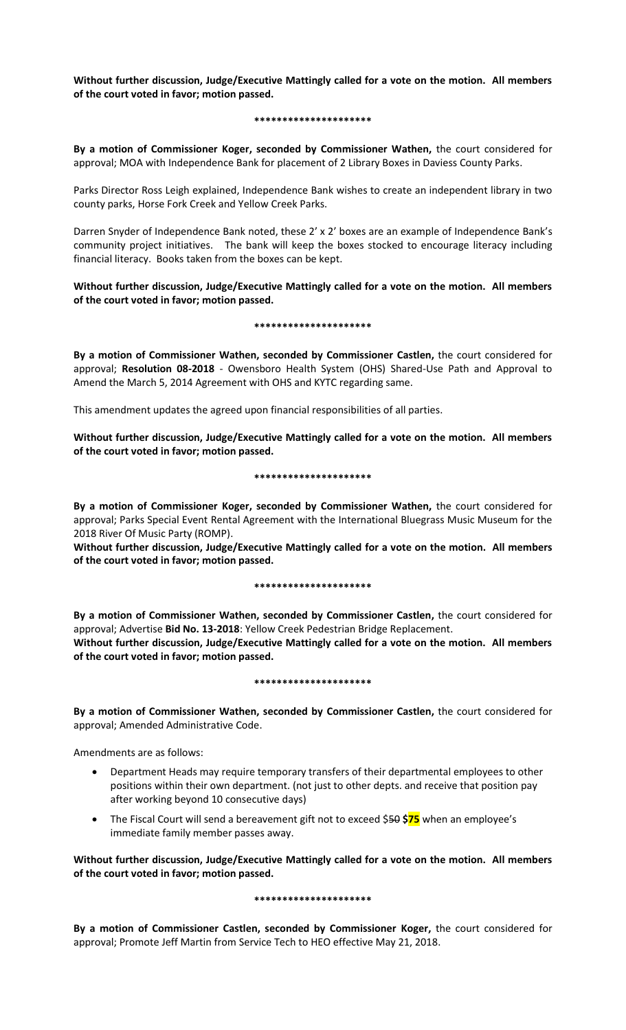**Without further discussion, Judge/Executive Mattingly called for a vote on the motion. All members of the court voted in favor; motion passed.**

**********************

**By a motion of Commissioner Koger, seconded by Commissioner Wathen,** the court considered for approval; MOA with Independence Bank for placement of 2 Library Boxes in Daviess County Parks.

Parks Director Ross Leigh explained, Independence Bank wishes to create an independent library in two county parks, Horse Fork Creek and Yellow Creek Parks.

Darren Snyder of Independence Bank noted, these 2' x 2' boxes are an example of Independence Bank's community project initiatives. The bank will keep the boxes stocked to encourage literacy including financial literacy. Books taken from the boxes can be kept.

**Without further discussion, Judge/Executive Mattingly called for a vote on the motion. All members of the court voted in favor; motion passed.**

**********************

**By a motion of Commissioner Wathen, seconded by Commissioner Castlen,** the court considered for approval; **Resolution 08-2018** - Owensboro Health System (OHS) Shared-Use Path and Approval to Amend the March 5, 2014 Agreement with OHS and KYTC regarding same.

This amendment updates the agreed upon financial responsibilities of all parties.

**Without further discussion, Judge/Executive Mattingly called for a vote on the motion. All members of the court voted in favor; motion passed.**

**********************

**By a motion of Commissioner Koger, seconded by Commissioner Wathen,** the court considered for approval; Parks Special Event Rental Agreement with the International Bluegrass Music Museum for the 2018 River Of Music Party (ROMP).

**Without further discussion, Judge/Executive Mattingly called for a vote on the motion. All members of the court voted in favor; motion passed.**

**********************

**By a motion of Commissioner Wathen, seconded by Commissioner Castlen,** the court considered for approval; Advertise **Bid No. 13-2018**: Yellow Creek Pedestrian Bridge Replacement.

**Without further discussion, Judge/Executive Mattingly called for a vote on the motion. All members of the court voted in favor; motion passed.**

**********************

**By a motion of Commissioner Wathen, seconded by Commissioner Castlen,** the court considered for approval; Amended Administrative Code.

Amendments are as follows:

- Department Heads may require temporary transfers of their departmental employees to other positions within their own department. (not just to other depts. and receive that position pay after working beyond 10 consecutive days)
- The Fiscal Court will send a bereavement gift not to exceed ~~$50~~ **$75** when an employee's immediate family member passes away.

**Without further discussion, Judge/Executive Mattingly called for a vote on the motion. All members of the court voted in favor; motion passed.**

**********************

**By a motion of Commissioner Castlen, seconded by Commissioner Koger,** the court considered for approval; Promote Jeff Martin from Service Tech to HEO effective May 21, 2018.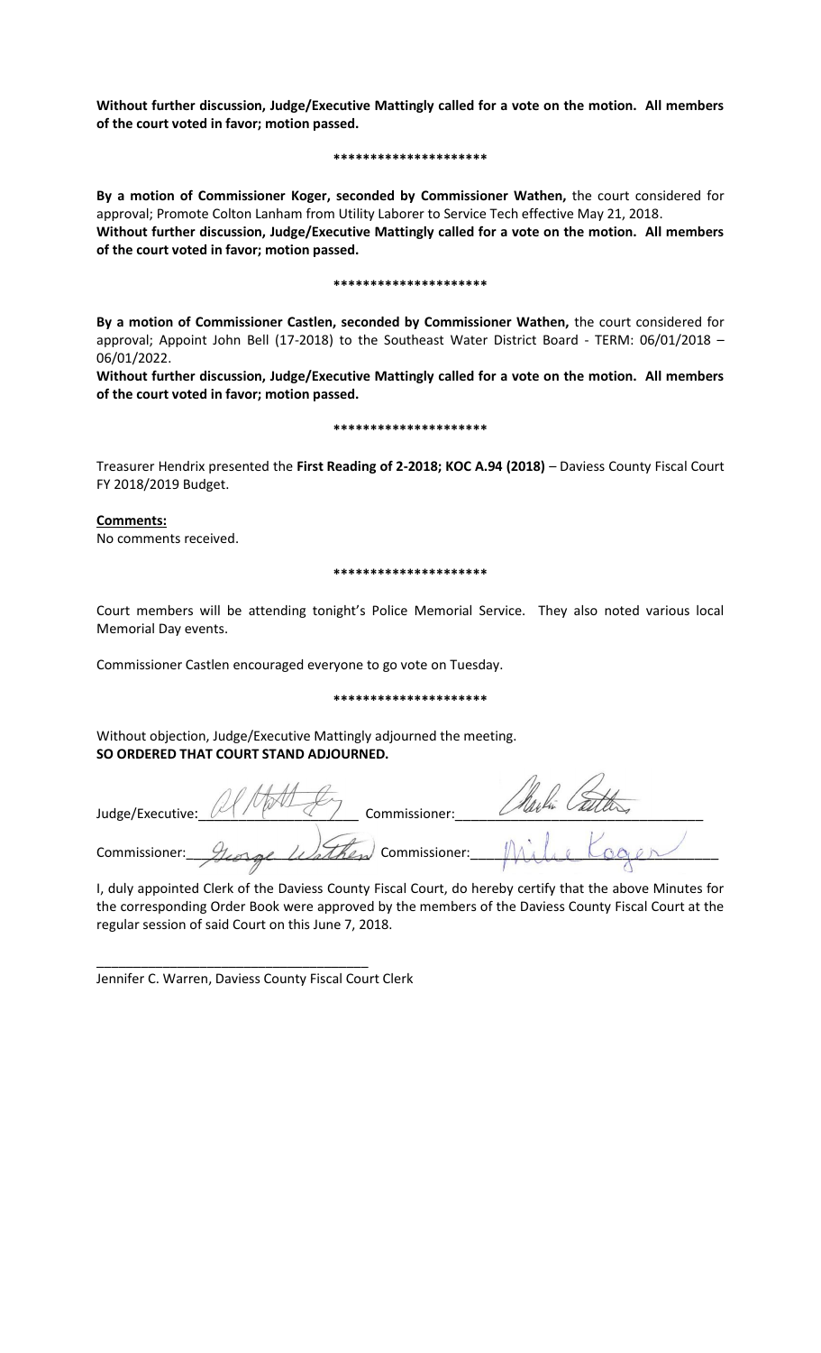**Without further discussion, Judge/Executive Mattingly called for a vote on the motion. All members of the court voted in favor; motion passed.**

**********************

**By a motion of Commissioner Koger, seconded by Commissioner Wathen,** the court considered for approval; Promote Colton Lanham from Utility Laborer to Service Tech effective May 21, 2018.
**Without further discussion, Judge/Executive Mattingly called for a vote on the motion. All members of the court voted in favor; motion passed.**

**********************

**By a motion of Commissioner Castlen, seconded by Commissioner Wathen,** the court considered for approval; Appoint John Bell (17-2018) to the Southeast Water District Board - TERM: 06/01/2018 – 06/01/2022.

**Without further discussion, Judge/Executive Mattingly called for a vote on the motion. All members of the court voted in favor; motion passed.**

**********************

Treasurer Hendrix presented the **First Reading of 2-2018; KOC A.94 (2018)** – Daviess County Fiscal Court FY 2018/2019 Budget.

**Comments:**
No comments received.

**********************

Court members will be attending tonight's Police Memorial Service. They also noted various local Memorial Day events.

Commissioner Castlen encouraged everyone to go vote on Tuesday.

**********************

Without objection, Judge/Executive Mattingly adjourned the meeting.
**SO ORDERED THAT COURT STAND ADJOURNED.**

Judge/Executive: _Al Mattingly_ Commissioner: _Charlie Castlen_

Commissioner: _George Wathen_ Commissioner: _Mike Koger_

I, duly appointed Clerk of the Daviess County Fiscal Court, do hereby certify that the above Minutes for the corresponding Order Book were approved by the members of the Daviess County Fiscal Court at the regular session of said Court on this June 7, 2018.

_____________________________________
Jennifer C. Warren, Daviess County Fiscal Court Clerk